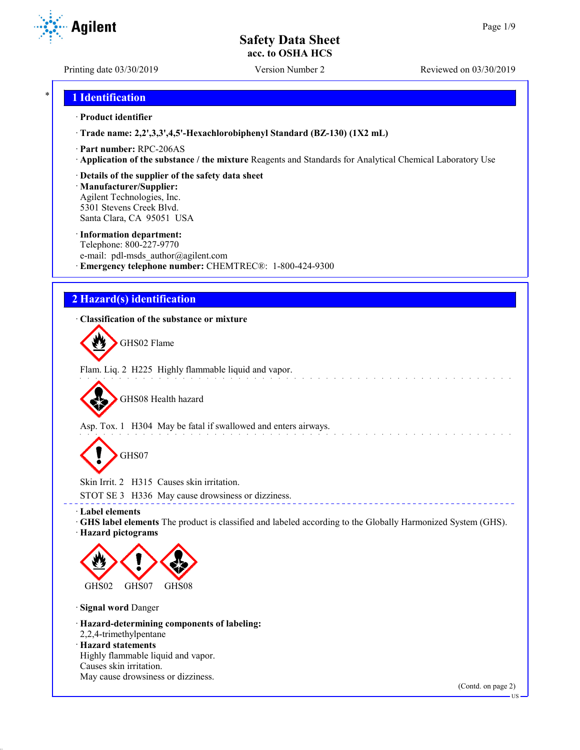Safety Data Sheet
acc. to OSHA HCS

Printing date 03/30/2019 Version Number 2 Reviewed on 03/30/2019

## 1 Identification

· **Product identifier**

· **Trade name: 2,2',3,3',4,5'-Hexachlorobiphenyl Standard (BZ-130) (1X2 mL)**

· **Part number:** RPC-206AS

· **Application of the substance / the mixture** Reagents and Standards for Analytical Chemical Laboratory Use

· **Details of the supplier of the safety data sheet**

· **Manufacturer/Supplier:**
Agilent Technologies, Inc.
5301 Stevens Creek Blvd.
Santa Clara, CA 95051 USA

· **Information department:**
Telephone: 800-227-9770
e-mail: pdl-msds_author@agilent.com

· **Emergency telephone number:** CHEMTREC®: 1-800-424-9300

## 2 Hazard(s) identification

· **Classification of the substance or mixture**

GHS02 Flame

Flam. Liq. 2 H225 Highly flammable liquid and vapor.

GHS08 Health hazard

Asp. Tox. 1 H304 May be fatal if swallowed and enters airways.

GHS07

Skin Irrit. 2 H315 Causes skin irritation.

STOT SE 3 H336 May cause drowsiness or dizziness.

· **Label elements**

· **GHS label elements** The product is classified and labeled according to the Globally Harmonized System (GHS).

· **Hazard pictograms**

GHS02 GHS07 GHS08

· **Signal word** Danger

· **Hazard-determining components of labeling:**
2,2,4-trimethylpentane

· **Hazard statements**
Highly flammable liquid and vapor.
Causes skin irritation.
May cause drowsiness or dizziness.

(Contd. on page 2)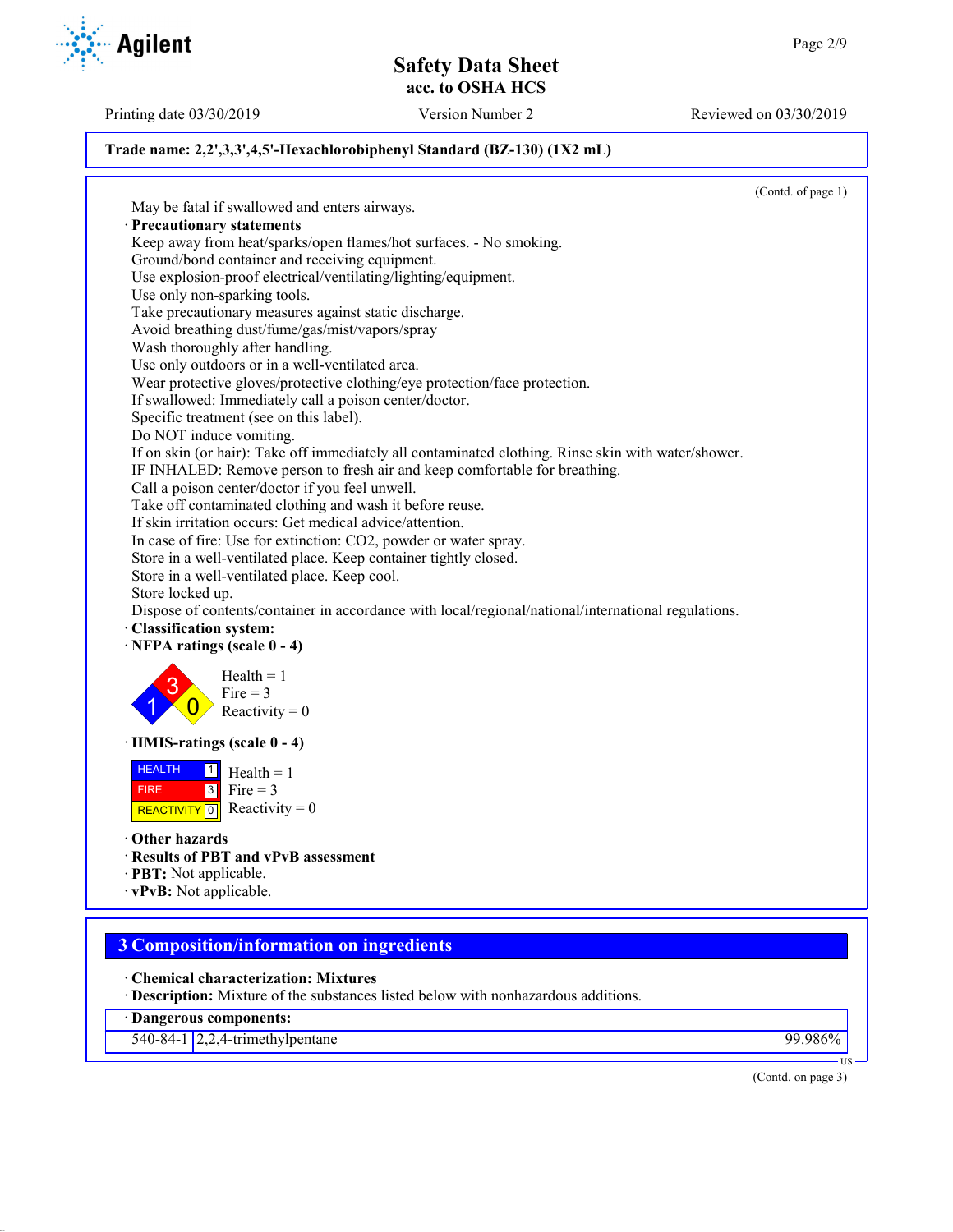**Trade name: 2,2',3,3',4,5'-Hexachlorobiphenyl Standard (BZ-130) (1X2 mL)**

(Contd. of page 1)

May be fatal if swallowed and enters airways.

· **Precautionary statements**

Keep away from heat/sparks/open flames/hot surfaces. - No smoking.
Ground/bond container and receiving equipment.
Use explosion-proof electrical/ventilating/lighting/equipment.
Use only non-sparking tools.
Take precautionary measures against static discharge.
Avoid breathing dust/fume/gas/mist/vapors/spray
Wash thoroughly after handling.
Use only outdoors or in a well-ventilated area.
Wear protective gloves/protective clothing/eye protection/face protection.
If swallowed: Immediately call a poison center/doctor.
Specific treatment (see on this label).
Do NOT induce vomiting.
If on skin (or hair): Take off immediately all contaminated clothing. Rinse skin with water/shower.
IF INHALED: Remove person to fresh air and keep comfortable for breathing.
Call a poison center/doctor if you feel unwell.
Take off contaminated clothing and wash it before reuse.
If skin irritation occurs: Get medical advice/attention.
In case of fire: Use for extinction: CO2, powder or water spray.
Store in a well-ventilated place. Keep container tightly closed.
Store in a well-ventilated place. Keep cool.
Store locked up.
Dispose of contents/container in accordance with local/regional/national/international regulations.

· **Classification system:**

· **NFPA ratings (scale 0 - 4)**

Health = 1
Fire = 3
Reactivity = 0

· **HMIS-ratings (scale 0 - 4)**

| HEALTH | 1 | Health = 1 |
|---|---|---|
| FIRE | 3 | Fire = 3 |
| REACTIVITY | 0 | Reactivity = 0 |

· **Other hazards**

· **Results of PBT and vPvB assessment**

· **PBT:** Not applicable.

· **vPvB:** Not applicable.

## 3 Composition/information on ingredients

· **Chemical characterization: Mixtures**

· **Description:** Mixture of the substances listed below with nonhazardous additions.

| · **Dangerous components:** | | |
|---|---|---|
| 540-84-1 | 2,2,4-trimethylpentane | 99.986% |

(Contd. on page 3)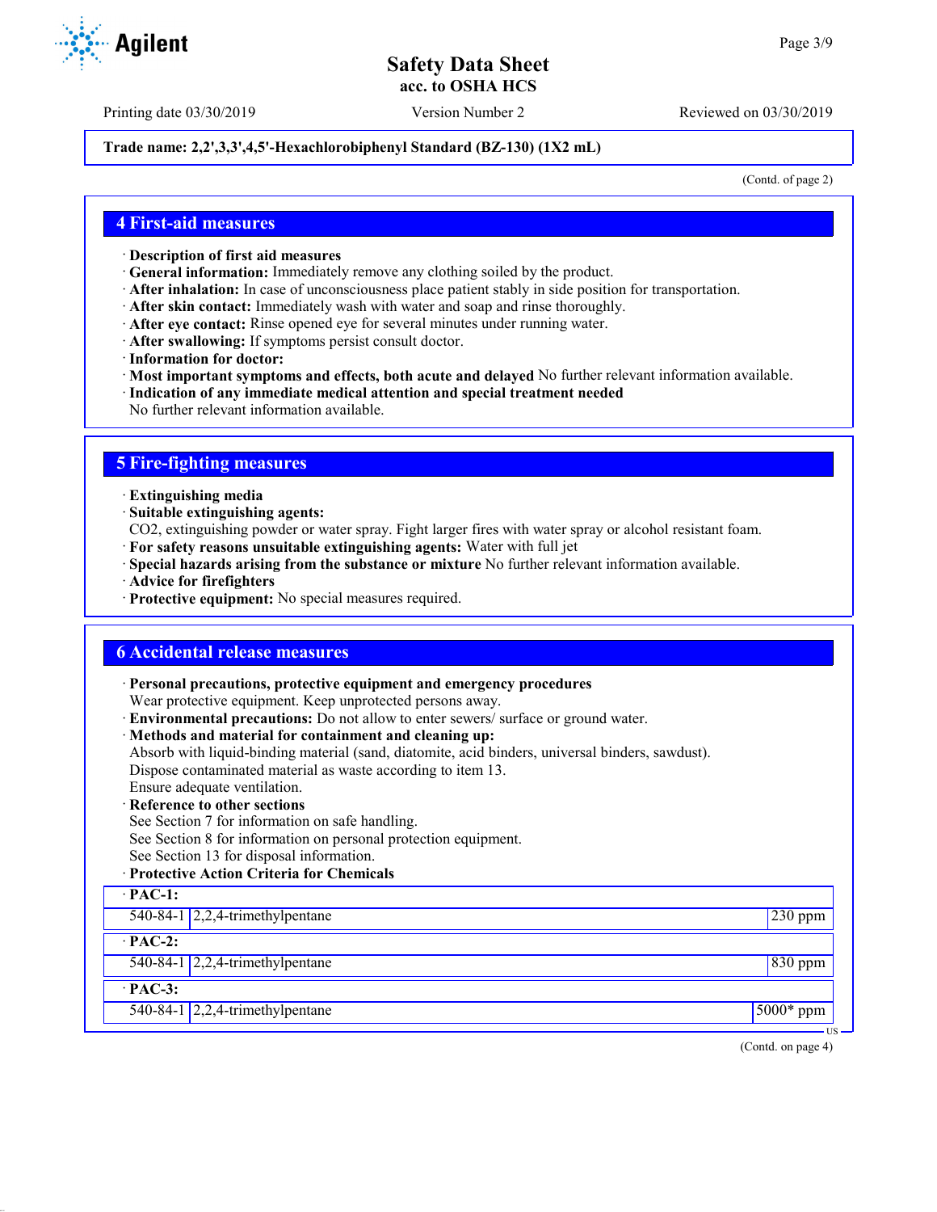**Trade name: 2,2',3,3',4,5'-Hexachlorobiphenyl Standard (BZ-130) (1X2 mL)**

(Contd. of page 2)

## 4 First-aid measures

· **Description of first aid measures**
· **General information:** Immediately remove any clothing soiled by the product.
· **After inhalation:** In case of unconsciousness place patient stably in side position for transportation.
· **After skin contact:** Immediately wash with water and soap and rinse thoroughly.
· **After eye contact:** Rinse opened eye for several minutes under running water.
· **After swallowing:** If symptoms persist consult doctor.
· **Information for doctor:**
· **Most important symptoms and effects, both acute and delayed** No further relevant information available.
· **Indication of any immediate medical attention and special treatment needed**
No further relevant information available.

## 5 Fire-fighting measures

· **Extinguishing media**
· **Suitable extinguishing agents:**
CO2, extinguishing powder or water spray. Fight larger fires with water spray or alcohol resistant foam.
· **For safety reasons unsuitable extinguishing agents:** Water with full jet
· **Special hazards arising from the substance or mixture** No further relevant information available.
· **Advice for firefighters**
· **Protective equipment:** No special measures required.

## 6 Accidental release measures

· **Personal precautions, protective equipment and emergency procedures**
Wear protective equipment. Keep unprotected persons away.
· **Environmental precautions:** Do not allow to enter sewers/ surface or ground water.
· **Methods and material for containment and cleaning up:**
Absorb with liquid-binding material (sand, diatomite, acid binders, universal binders, sawdust).
Dispose contaminated material as waste according to item 13.
Ensure adequate ventilation.
· **Reference to other sections**
See Section 7 for information on safe handling.
See Section 8 for information on personal protection equipment.
See Section 13 for disposal information.
· **Protective Action Criteria for Chemicals**

| · **PAC-1:** | | |
|---|---|---|
| 540-84-1 | 2,2,4-trimethylpentane | 230 ppm |
| · **PAC-2:** | | |
| 540-84-1 | 2,2,4-trimethylpentane | 830 ppm |
| · **PAC-3:** | | |
| 540-84-1 | 2,2,4-trimethylpentane | 5000* ppm |

(Contd. on page 4)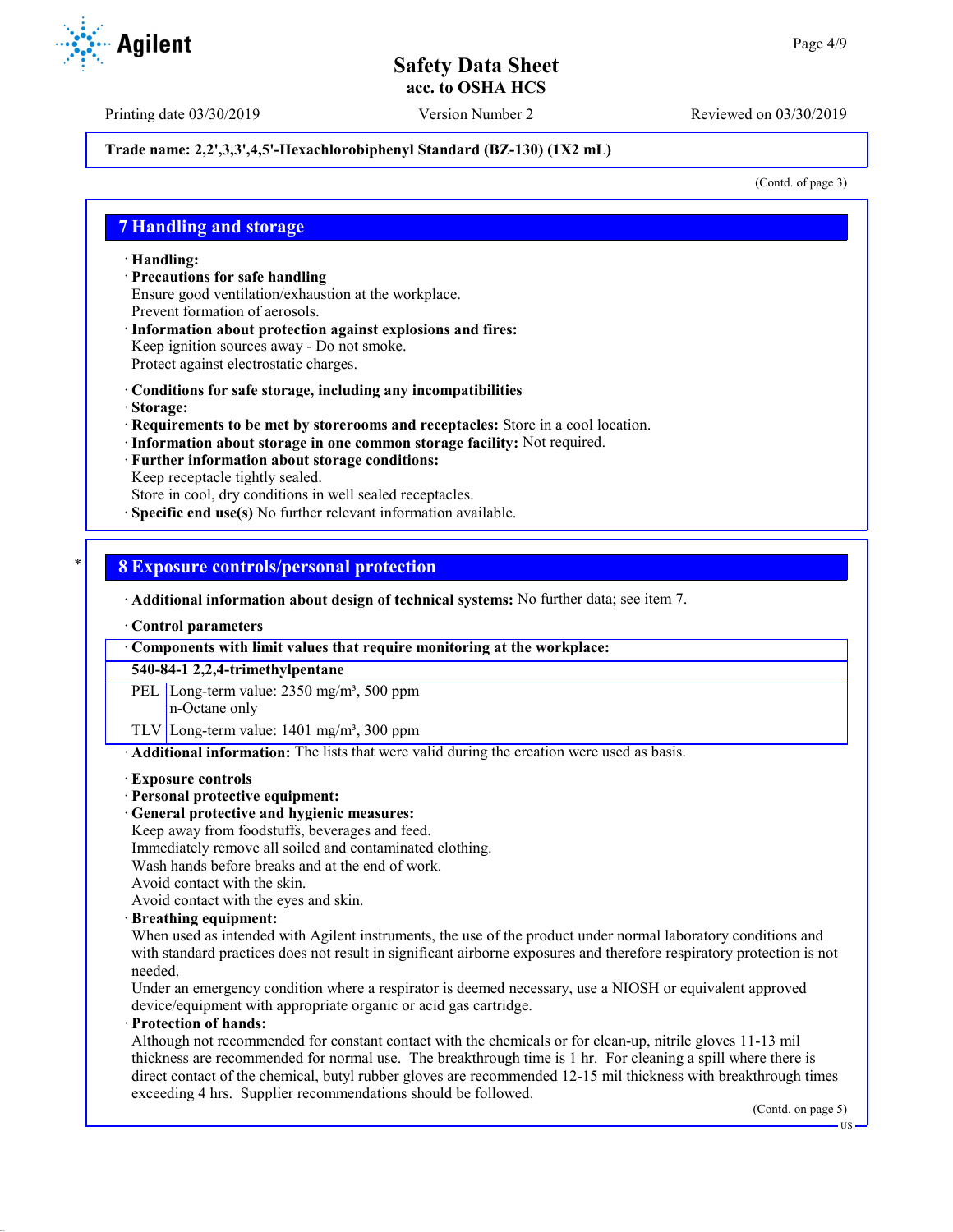Trade name: 2,2',3,3',4,5'-Hexachlorobiphenyl Standard (BZ-130) (1X2 mL)

(Contd. of page 3)

## 7 Handling and storage

· **Handling:**
· **Precautions for safe handling**
Ensure good ventilation/exhaustion at the workplace.
Prevent formation of aerosols.
· **Information about protection against explosions and fires:**
Keep ignition sources away - Do not smoke.
Protect against electrostatic charges.

· **Conditions for safe storage, including any incompatibilities**
· **Storage:**
· **Requirements to be met by storerooms and receptacles:** Store in a cool location.
· **Information about storage in one common storage facility:** Not required.
· **Further information about storage conditions:**
Keep receptacle tightly sealed.
Store in cool, dry conditions in well sealed receptacles.
· **Specific end use(s)** No further relevant information available.

## 8 Exposure controls/personal protection

· **Additional information about design of technical systems:** No further data; see item 7.

· **Control parameters**

| · Components with limit values that require monitoring at the workplace: | |
|---|---|
| **540-84-1 2,2,4-trimethylpentane** | |
| PEL | Long-term value: 2350 mg/m³, 500 ppm<br>n-Octane only |
| TLV | Long-term value: 1401 mg/m³, 300 ppm |

· **Additional information:** The lists that were valid during the creation were used as basis.

· **Exposure controls**
· **Personal protective equipment:**
· **General protective and hygienic measures:**
Keep away from foodstuffs, beverages and feed.
Immediately remove all soiled and contaminated clothing.
Wash hands before breaks and at the end of work.
Avoid contact with the skin.
Avoid contact with the eyes and skin.
· **Breathing equipment:**
When used as intended with Agilent instruments, the use of the product under normal laboratory conditions and with standard practices does not result in significant airborne exposures and therefore respiratory protection is not needed.
Under an emergency condition where a respirator is deemed necessary, use a NIOSH or equivalent approved device/equipment with appropriate organic or acid gas cartridge.
· **Protection of hands:**
Although not recommended for constant contact with the chemicals or for clean-up, nitrile gloves 11-13 mil thickness are recommended for normal use. The breakthrough time is 1 hr. For cleaning a spill where there is direct contact of the chemical, butyl rubber gloves are recommended 12-15 mil thickness with breakthrough times exceeding 4 hrs. Supplier recommendations should be followed.

(Contd. on page 5)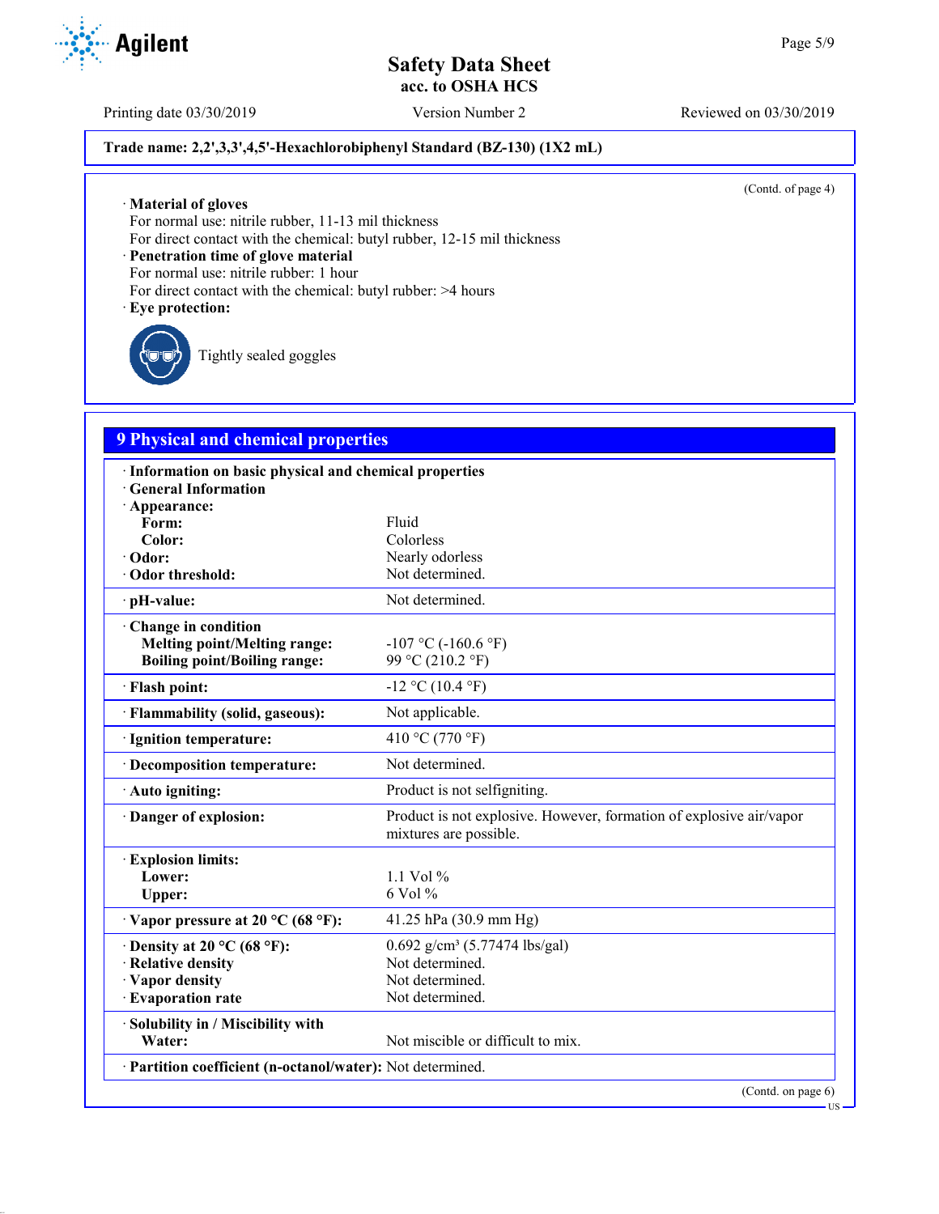Trade name: 2,2',3,3',4,5'-Hexachlorobiphenyl Standard (BZ-130) (1X2 mL)

(Contd. of page 4)

· **Material of gloves**
For normal use: nitrile rubber, 11-13 mil thickness
For direct contact with the chemical: butyl rubber, 12-15 mil thickness
· **Penetration time of glove material**
For normal use: nitrile rubber: 1 hour
For direct contact with the chemical: butyl rubber: >4 hours
· **Eye protection:**

Tightly sealed goggles

## 9 Physical and chemical properties

| | |
|---|---|
| · **Information on basic physical and chemical properties** | |
| · **General Information** | |
| · **Appearance:** | |
| **Form:** | Fluid |
| **Color:** | Colorless |
| · **Odor:** | Nearly odorless |
| · **Odor threshold:** | Not determined. |
| · **pH-value:** | Not determined. |
| · **Change in condition** | |
| **Melting point/Melting range:** | -107 °C (-160.6 °F) |
| **Boiling point/Boiling range:** | 99 °C (210.2 °F) |
| · **Flash point:** | -12 °C (10.4 °F) |
| · **Flammability (solid, gaseous):** | Not applicable. |
| · **Ignition temperature:** | 410 °C (770 °F) |
| · **Decomposition temperature:** | Not determined. |
| · **Auto igniting:** | Product is not selfigniting. |
| · **Danger of explosion:** | Product is not explosive. However, formation of explosive air/vapor mixtures are possible. |
| · **Explosion limits:** | |
| **Lower:** | 1.1 Vol % |
| **Upper:** | 6 Vol % |
| · **Vapor pressure at 20 °C (68 °F):** | 41.25 hPa (30.9 mm Hg) |
| · **Density at 20 °C (68 °F):** | 0.692 g/cm³ (5.77474 lbs/gal) |
| · **Relative density** | Not determined. |
| · **Vapor density** | Not determined. |
| · **Evaporation rate** | Not determined. |
| · **Solubility in / Miscibility with** | |
| **Water:** | Not miscible or difficult to mix. |
| · **Partition coefficient (n-octanol/water):** | Not determined. |

(Contd. on page 6)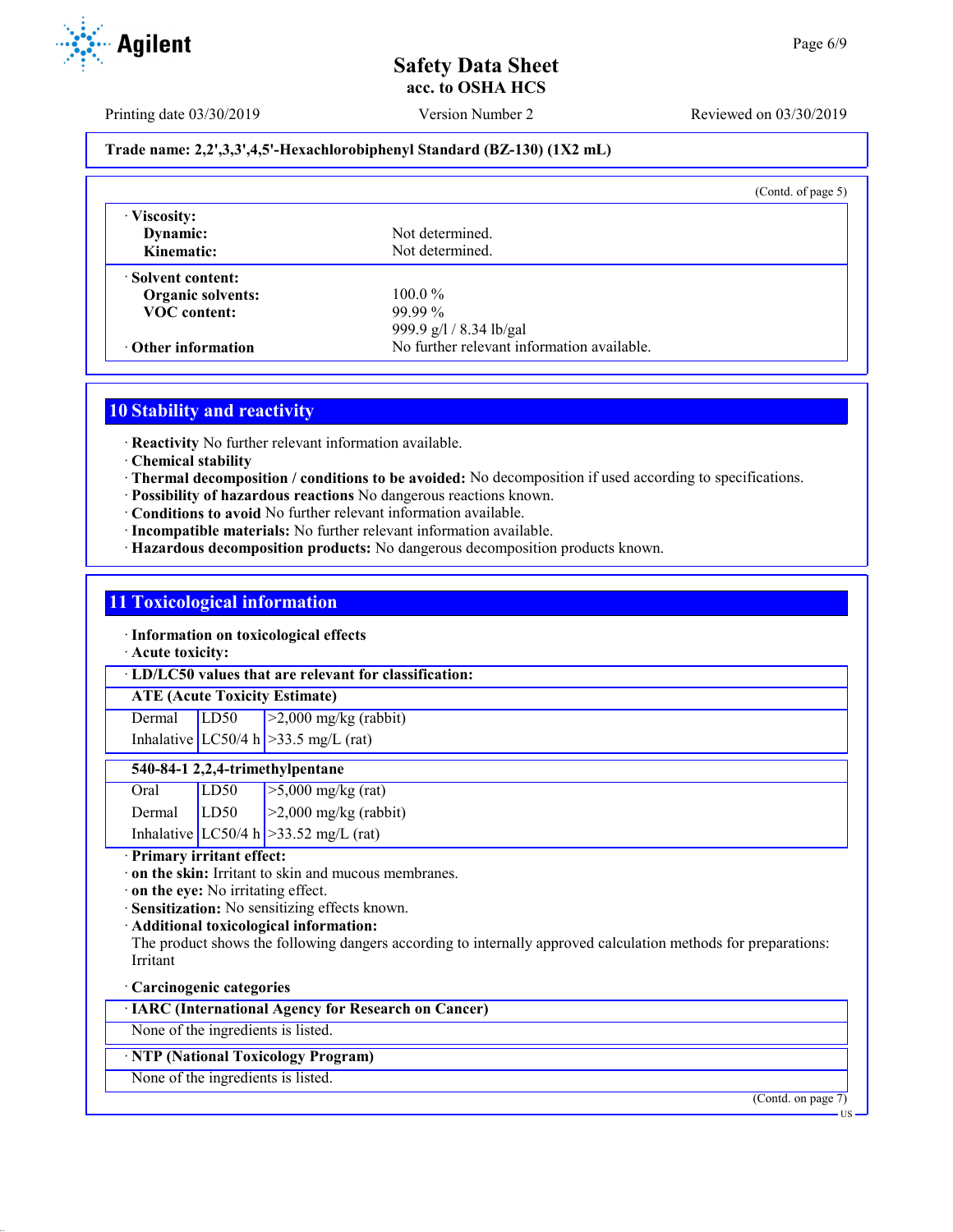**Trade name: 2,2',3,3',4,5'-Hexachlorobiphenyl Standard (BZ-130) (1X2 mL)**

(Contd. of page 5)

· **Viscosity:**

| | |
|---|---|
| **Dynamic:** | Not determined. |
| **Kinematic:** | Not determined. |

· **Solvent content:**

| | |
|---|---|
| **Organic solvents:** | 100.0 % |
| **VOC content:** | 99.99 % |
| | 999.9 g/l / 8.34 lb/gal |
| · **Other information** | No further relevant information available. |

## 10 Stability and reactivity

· **Reactivity** No further relevant information available.
· **Chemical stability**
· **Thermal decomposition / conditions to be avoided:** No decomposition if used according to specifications.
· **Possibility of hazardous reactions** No dangerous reactions known.
· **Conditions to avoid** No further relevant information available.
· **Incompatible materials:** No further relevant information available.
· **Hazardous decomposition products:** No dangerous decomposition products known.

## 11 Toxicological information

· **Information on toxicological effects**
· **Acute toxicity:**

· **LD/LC50 values that are relevant for classification:**

| **ATE (Acute Toxicity Estimate)** | | |
|---|---|---|
| Dermal | LD50 | >2,000 mg/kg (rabbit) |
| Inhalative | LC50/4 h | >33.5 mg/L (rat) |

| **540-84-1 2,2,4-trimethylpentane** | | |
|---|---|---|
| Oral | LD50 | >5,000 mg/kg (rat) |
| Dermal | LD50 | >2,000 mg/kg (rabbit) |
| Inhalative | LC50/4 h | >33.52 mg/L (rat) |

· **Primary irritant effect:**
· **on the skin:** Irritant to skin and mucous membranes.
· **on the eye:** No irritating effect.
· **Sensitization:** No sensitizing effects known.
· **Additional toxicological information:**
The product shows the following dangers according to internally approved calculation methods for preparations:
Irritant

· **Carcinogenic categories**

| · **IARC (International Agency for Research on Cancer)** |
|---|
| None of the ingredients is listed. |

| · **NTP (National Toxicology Program)** |
|---|
| None of the ingredients is listed. |

(Contd. on page 7)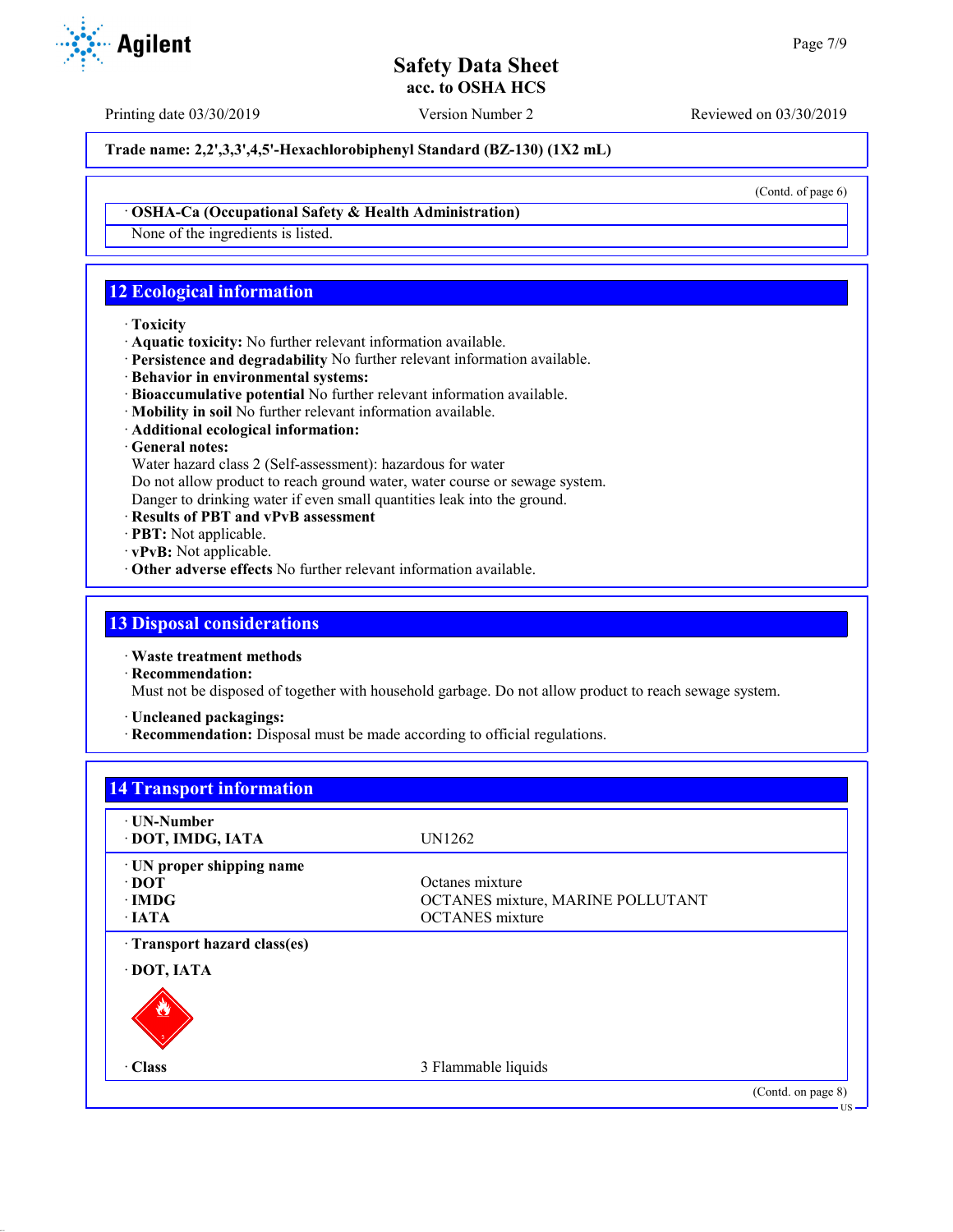**Trade name: 2,2',3,3',4,5'-Hexachlorobiphenyl Standard (BZ-130) (1X2 mL)**

(Contd. of page 6)

· **OSHA-Ca (Occupational Safety & Health Administration)**

None of the ingredients is listed.

## 12 Ecological information

· **Toxicity**
· **Aquatic toxicity:** No further relevant information available.
· **Persistence and degradability** No further relevant information available.
· **Behavior in environmental systems:**
· **Bioaccumulative potential** No further relevant information available.
· **Mobility in soil** No further relevant information available.
· **Additional ecological information:**
· **General notes:**
Water hazard class 2 (Self-assessment): hazardous for water
Do not allow product to reach ground water, water course or sewage system.
Danger to drinking water if even small quantities leak into the ground.
· **Results of PBT and vPvB assessment**
· **PBT:** Not applicable.
· **vPvB:** Not applicable.
· **Other adverse effects** No further relevant information available.

## 13 Disposal considerations

· **Waste treatment methods**
· **Recommendation:**
Must not be disposed of together with household garbage. Do not allow product to reach sewage system.

· **Uncleaned packagings:**
· **Recommendation:** Disposal must be made according to official regulations.

## 14 Transport information

| | |
|---|---|
| · **UN-Number** | |
| · **DOT, IMDG, IATA** | UN1262 |
| · **UN proper shipping name** | |
| · **DOT** | Octanes mixture |
| · **IMDG** | OCTANES mixture, MARINE POLLUTANT |
| · **IATA** | OCTANES mixture |
| · **Transport hazard class(es)** | |
| · **DOT, IATA** | |
| · **Class** | 3 Flammable liquids |

(Contd. on page 8)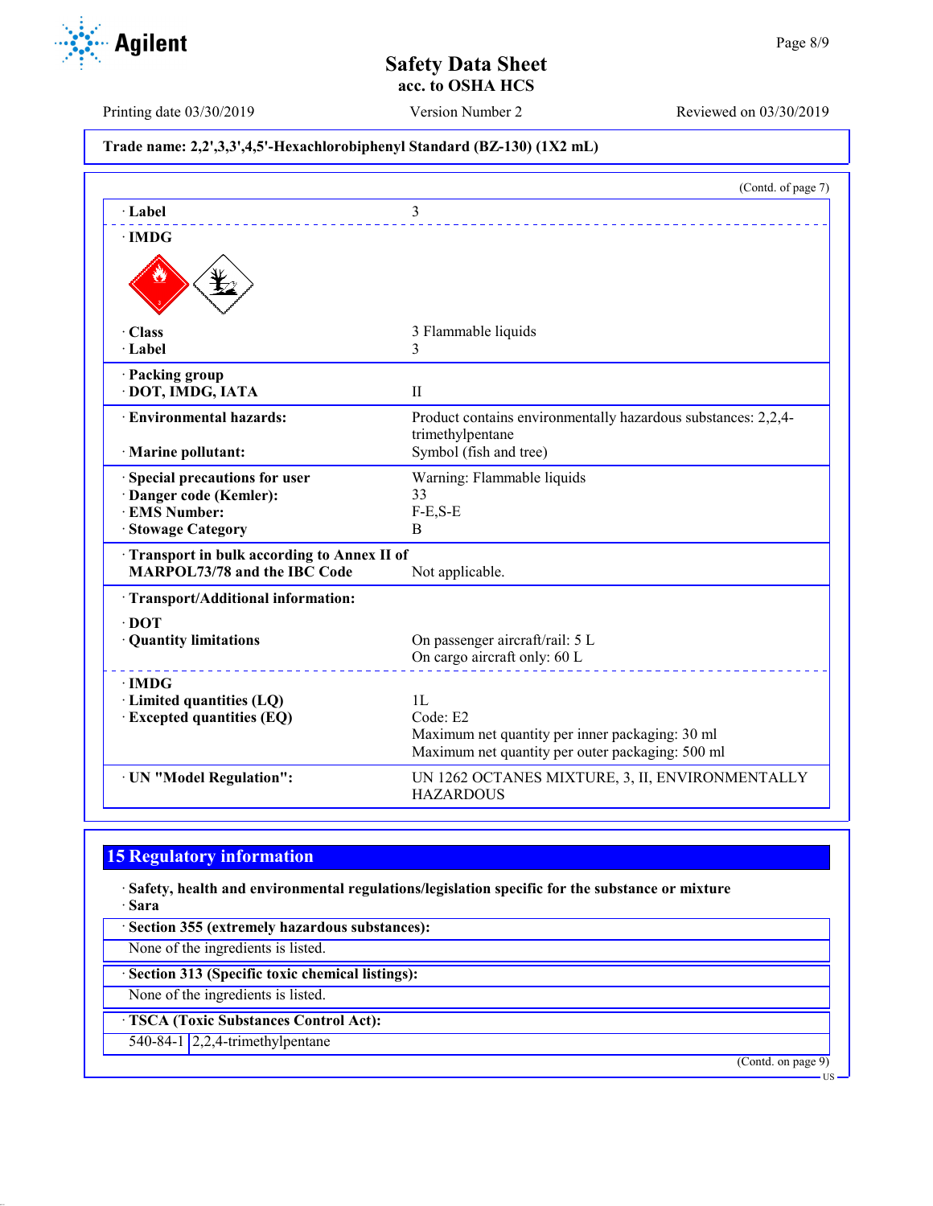**Trade name: 2,2',3,3',4,5'-Hexachlorobiphenyl Standard (BZ-130) (1X2 mL)**

(Contd. of page 7)

| | |
|---|---|
| · **Label** | 3 |
| · **IMDG** | |
| · **Class** | 3 Flammable liquids |
| · **Label** | 3 |
| · **Packing group** | |
| · **DOT, IMDG, IATA** | II |
| · **Environmental hazards:** | Product contains environmentally hazardous substances: 2,2,4-trimethylpentane |
| · **Marine pollutant:** | Symbol (fish and tree) |
| · **Special precautions for user** | Warning: Flammable liquids |
| · **Danger code (Kemler):** | 33 |
| · **EMS Number:** | F-E,S-E |
| · **Stowage Category** | B |
| · **Transport in bulk according to Annex II of MARPOL73/78 and the IBC Code** | Not applicable. |
| · **Transport/Additional information:** | |
| · **DOT** | |
| · **Quantity limitations** | On passenger aircraft/rail: 5 L<br>On cargo aircraft only: 60 L |
| · **IMDG** | |
| · **Limited quantities (LQ)** | 1L |
| · **Excepted quantities (EQ)** | Code: E2<br>Maximum net quantity per inner packaging: 30 ml<br>Maximum net quantity per outer packaging: 500 ml |
| · **UN "Model Regulation":** | UN 1262 OCTANES MIXTURE, 3, II, ENVIRONMENTALLY HAZARDOUS |

## 15 Regulatory information

· **Safety, health and environmental regulations/legislation specific for the substance or mixture**

· **Sara**

· **Section 355 (extremely hazardous substances):**

None of the ingredients is listed.

· **Section 313 (Specific toxic chemical listings):**

None of the ingredients is listed.

· **TSCA (Toxic Substances Control Act):**

| | |
|---|---|
| 540-84-1 | 2,2,4-trimethylpentane |

(Contd. on page 9)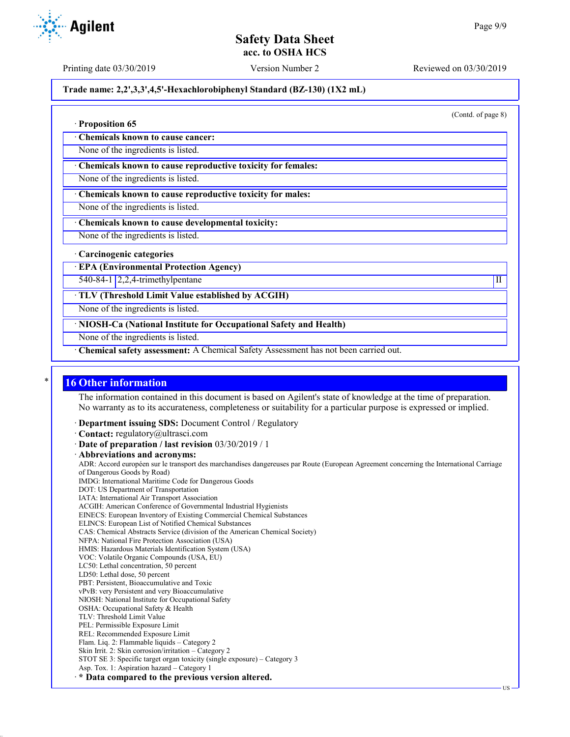Trade name: 2,2',3,3',4,5'-Hexachlorobiphenyl Standard (BZ-130) (1X2 mL)

(Contd. of page 8)

· **Proposition 65**

· **Chemicals known to cause cancer:**

None of the ingredients is listed.

· **Chemicals known to cause reproductive toxicity for females:**

None of the ingredients is listed.

· **Chemicals known to cause reproductive toxicity for males:**

None of the ingredients is listed.

· **Chemicals known to cause developmental toxicity:**

None of the ingredients is listed.

· **Carcinogenic categories**

· **EPA (Environmental Protection Agency)**

| | | |
|---|---|---|
| 540-84-1 | 2,2,4-trimethylpentane | II |

· **TLV (Threshold Limit Value established by ACGIH)**

None of the ingredients is listed.

· **NIOSH-Ca (National Institute for Occupational Safety and Health)**

None of the ingredients is listed.

· **Chemical safety assessment:** A Chemical Safety Assessment has not been carried out.

## 16 Other information

The information contained in this document is based on Agilent's state of knowledge at the time of preparation. No warranty as to its accurateness, completeness or suitability for a particular purpose is expressed or implied.

· **Department issuing SDS:** Document Control / Regulatory
· **Contact:** regulatory@ultrasci.com
· **Date of preparation / last revision** 03/30/2019 / 1
· **Abbreviations and acronyms:**

ADR: Accord européen sur le transport des marchandises dangereuses par Route (European Agreement concerning the International Carriage of Dangerous Goods by Road)
IMDG: International Maritime Code for Dangerous Goods
DOT: US Department of Transportation
IATA: International Air Transport Association
ACGIH: American Conference of Governmental Industrial Hygienists
EINECS: European Inventory of Existing Commercial Chemical Substances
ELINCS: European List of Notified Chemical Substances
CAS: Chemical Abstracts Service (division of the American Chemical Society)
NFPA: National Fire Protection Association (USA)
HMIS: Hazardous Materials Identification System (USA)
VOC: Volatile Organic Compounds (USA, EU)
LC50: Lethal concentration, 50 percent
LD50: Lethal dose, 50 percent
PBT: Persistent, Bioaccumulative and Toxic
vPvB: very Persistent and very Bioaccumulative
NIOSH: National Institute for Occupational Safety
OSHA: Occupational Safety & Health
TLV: Threshold Limit Value
PEL: Permissible Exposure Limit
REL: Recommended Exposure Limit
Flam. Liq. 2: Flammable liquids – Category 2
Skin Irrit. 2: Skin corrosion/irritation – Category 2
STOT SE 3: Specific target organ toxicity (single exposure) – Category 3
Asp. Tox. 1: Aspiration hazard – Category 1

· **\* Data compared to the previous version altered.**